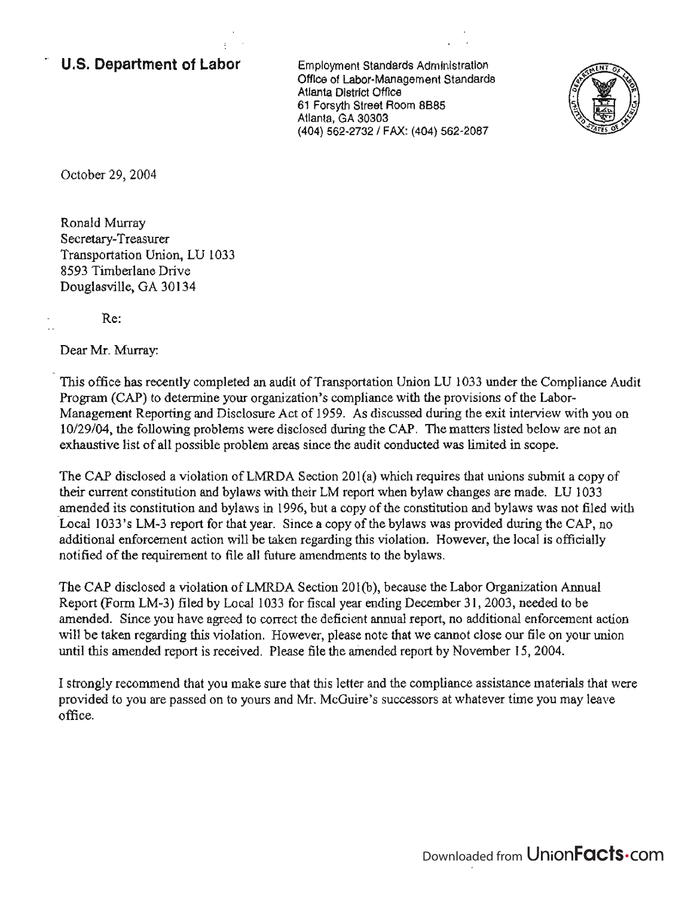**U.S. Department of Labor**

Employment Standards Administration
Office of Labor-Management Standards
Atlanta District Office
61 Forsyth Street Room 8B85
Atlanta, GA 30303
(404) 562-2732 / FAX: (404) 562-2087

October 29, 2004

Ronald Murray
Secretary-Treasurer
Transportation Union, LU 1033
8593 Timberlane Drive
Douglasville, GA 30134

Re:

Dear Mr. Murray:

This office has recently completed an audit of Transportation Union LU 1033 under the Compliance Audit Program (CAP) to determine your organization's compliance with the provisions of the Labor-Management Reporting and Disclosure Act of 1959. As discussed during the exit interview with you on 10/29/04, the following problems were disclosed during the CAP. The matters listed below are not an exhaustive list of all possible problem areas since the audit conducted was limited in scope.

The CAP disclosed a violation of LMRDA Section 201(a) which requires that unions submit a copy of their current constitution and bylaws with their LM report when bylaw changes are made. LU 1033 amended its constitution and bylaws in 1996, but a copy of the constitution and bylaws was not filed with Local 1033's LM-3 report for that year. Since a copy of the bylaws was provided during the CAP, no additional enforcement action will be taken regarding this violation. However, the local is officially notified of the requirement to file all future amendments to the bylaws.

The CAP disclosed a violation of LMRDA Section 201(b), because the Labor Organization Annual Report (Form LM-3) filed by Local 1033 for fiscal year ending December 31, 2003, needed to be amended. Since you have agreed to correct the deficient annual report, no additional enforcement action will be taken regarding this violation. However, please note that we cannot close our file on your union until this amended report is received. Please file the amended report by November 15, 2004.

I strongly recommend that you make sure that this letter and the compliance assistance materials that were provided to you are passed on to yours and Mr. McGuire's successors at whatever time you may leave office.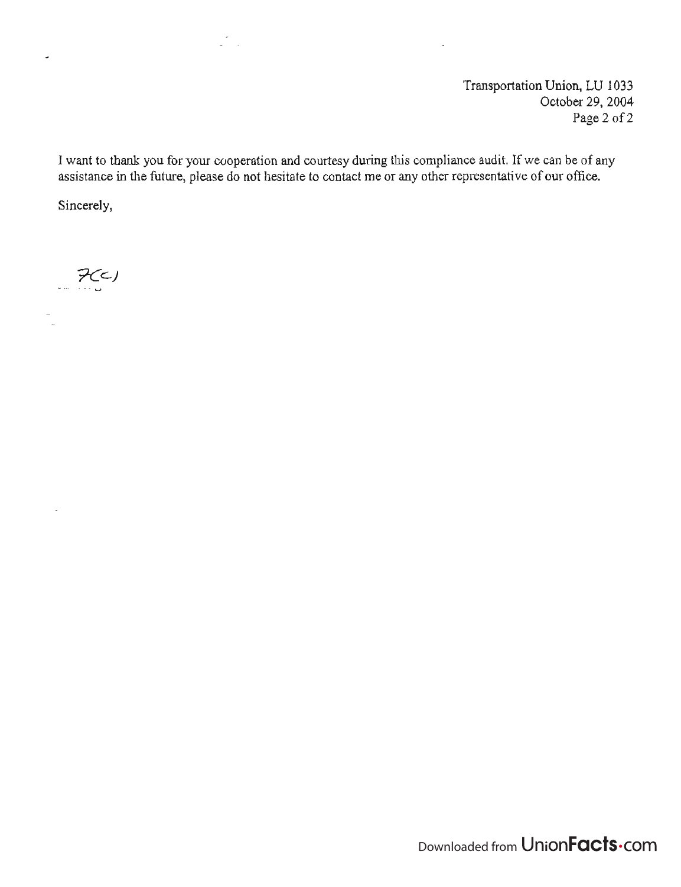Transportation Union, LU 1033
October 29, 2004

I want to thank you for your cooperation and courtesy during this compliance audit. If we can be of any assistance in the future, please do not hesitate to contact me or any other representative of our office.

Sincerely,

7(c)

Downloaded from UnionFacts.com